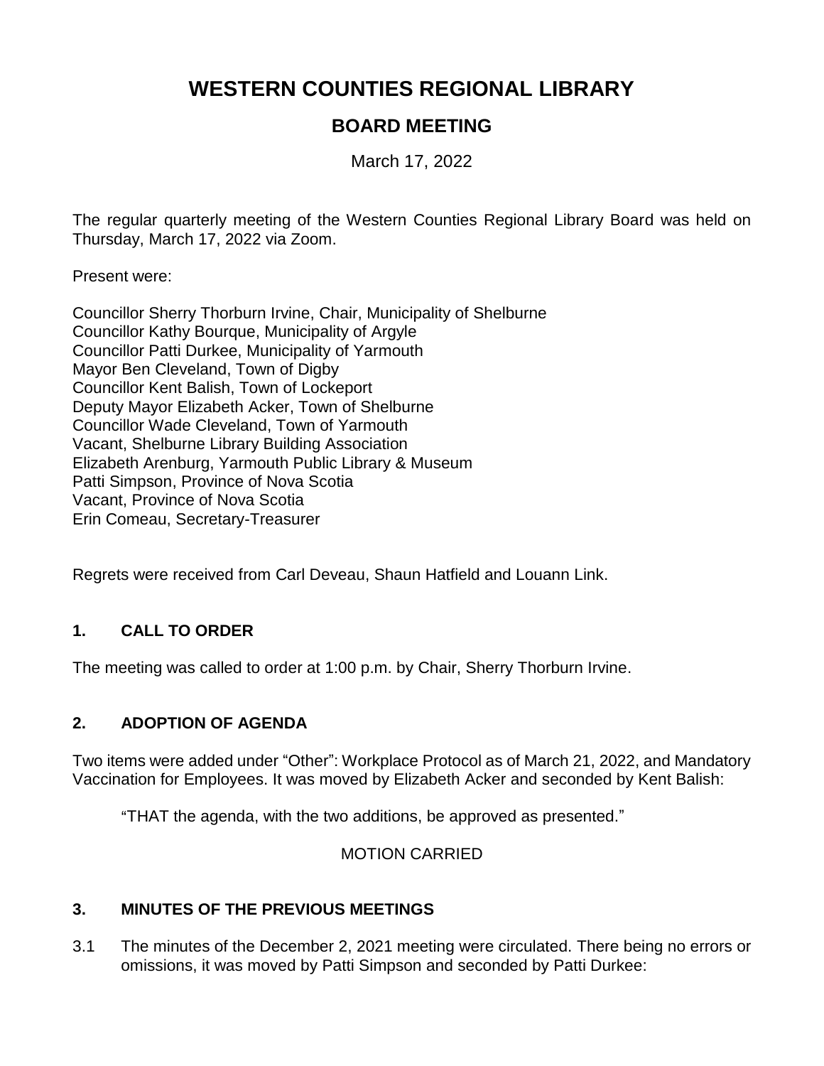# WESTERN COUNTIES REGIONAL LIBRARY

## BOARD MEETING

March 17, 2022

The regular quarterly meeting of the Western Counties Regional Library Board was held on Thursday, March 17, 2022 via Zoom.

Present were:

Councillor Sherry Thorburn Irvine, Chair, Municipality of Shelburne
Councillor Kathy Bourque, Municipality of Argyle
Councillor Patti Durkee, Municipality of Yarmouth
Mayor Ben Cleveland, Town of Digby
Councillor Kent Balish, Town of Lockeport
Deputy Mayor Elizabeth Acker, Town of Shelburne
Councillor Wade Cleveland, Town of Yarmouth
Vacant, Shelburne Library Building Association
Elizabeth Arenburg, Yarmouth Public Library & Museum
Patti Simpson, Province of Nova Scotia
Vacant, Province of Nova Scotia
Erin Comeau, Secretary-Treasurer

Regrets were received from Carl Deveau, Shaun Hatfield and Louann Link.

### 1. CALL TO ORDER

The meeting was called to order at 1:00 p.m. by Chair, Sherry Thorburn Irvine.

### 2. ADOPTION OF AGENDA

Two items were added under "Other": Workplace Protocol as of March 21, 2022, and Mandatory Vaccination for Employees. It was moved by Elizabeth Acker and seconded by Kent Balish:

"THAT the agenda, with the two additions, be approved as presented."

MOTION CARRIED

### 3. MINUTES OF THE PREVIOUS MEETINGS

3.1 The minutes of the December 2, 2021 meeting were circulated. There being no errors or omissions, it was moved by Patti Simpson and seconded by Patti Durkee: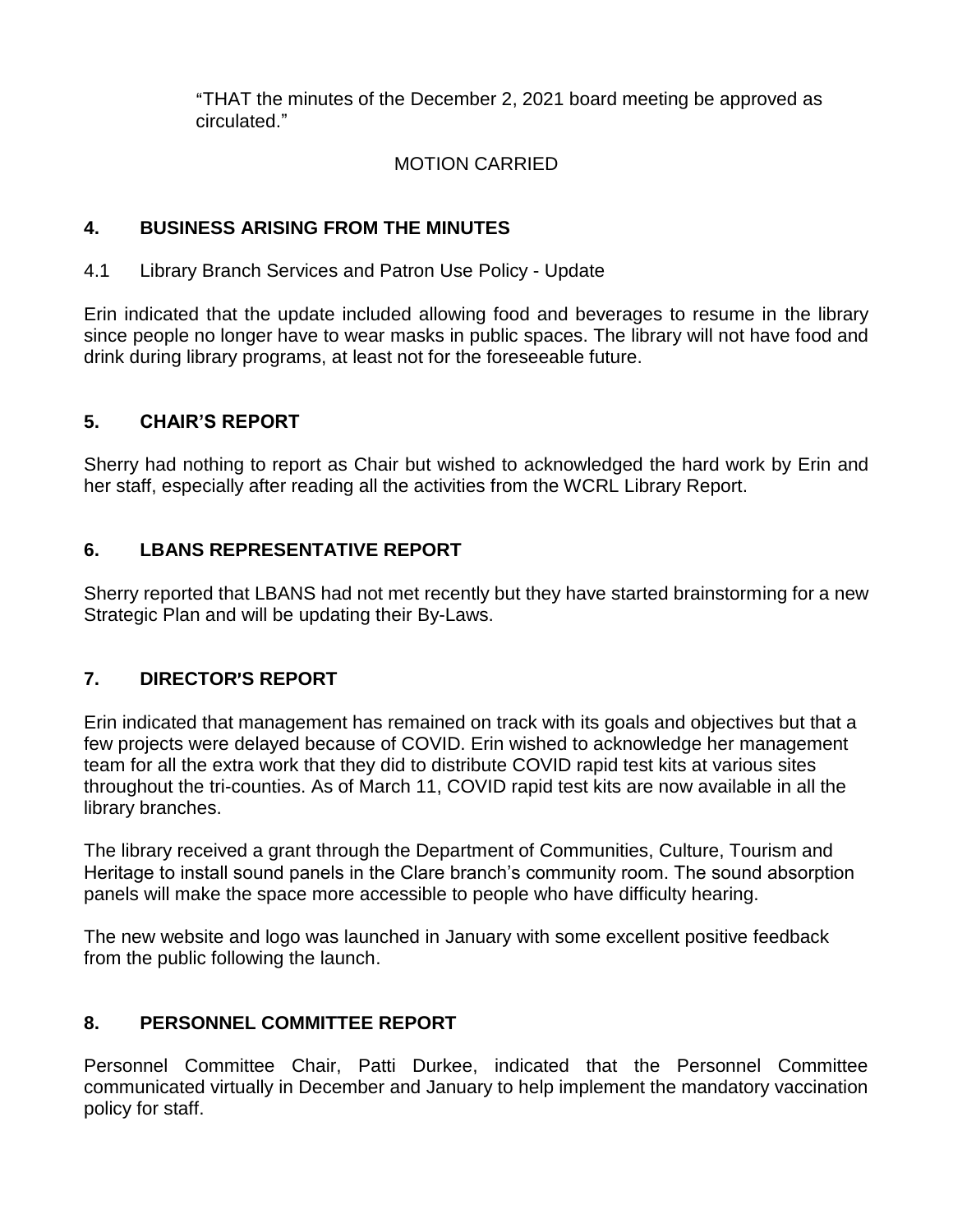"THAT the minutes of the December 2, 2021 board meeting be approved as circulated."

MOTION CARRIED

## 4. BUSINESS ARISING FROM THE MINUTES

4.1 Library Branch Services and Patron Use Policy - Update

Erin indicated that the update included allowing food and beverages to resume in the library since people no longer have to wear masks in public spaces. The library will not have food and drink during library programs, at least not for the foreseeable future.

## 5. CHAIR'S REPORT

Sherry had nothing to report as Chair but wished to acknowledged the hard work by Erin and her staff, especially after reading all the activities from the WCRL Library Report.

## 6. LBANS REPRESENTATIVE REPORT

Sherry reported that LBANS had not met recently but they have started brainstorming for a new Strategic Plan and will be updating their By-Laws.

## 7. DIRECTOR'S REPORT

Erin indicated that management has remained on track with its goals and objectives but that a few projects were delayed because of COVID. Erin wished to acknowledge her management team for all the extra work that they did to distribute COVID rapid test kits at various sites throughout the tri-counties. As of March 11, COVID rapid test kits are now available in all the library branches.

The library received a grant through the Department of Communities, Culture, Tourism and Heritage to install sound panels in the Clare branch's community room. The sound absorption panels will make the space more accessible to people who have difficulty hearing.

The new website and logo was launched in January with some excellent positive feedback from the public following the launch.

## 8. PERSONNEL COMMITTEE REPORT

Personnel Committee Chair, Patti Durkee, indicated that the Personnel Committee communicated virtually in December and January to help implement the mandatory vaccination policy for staff.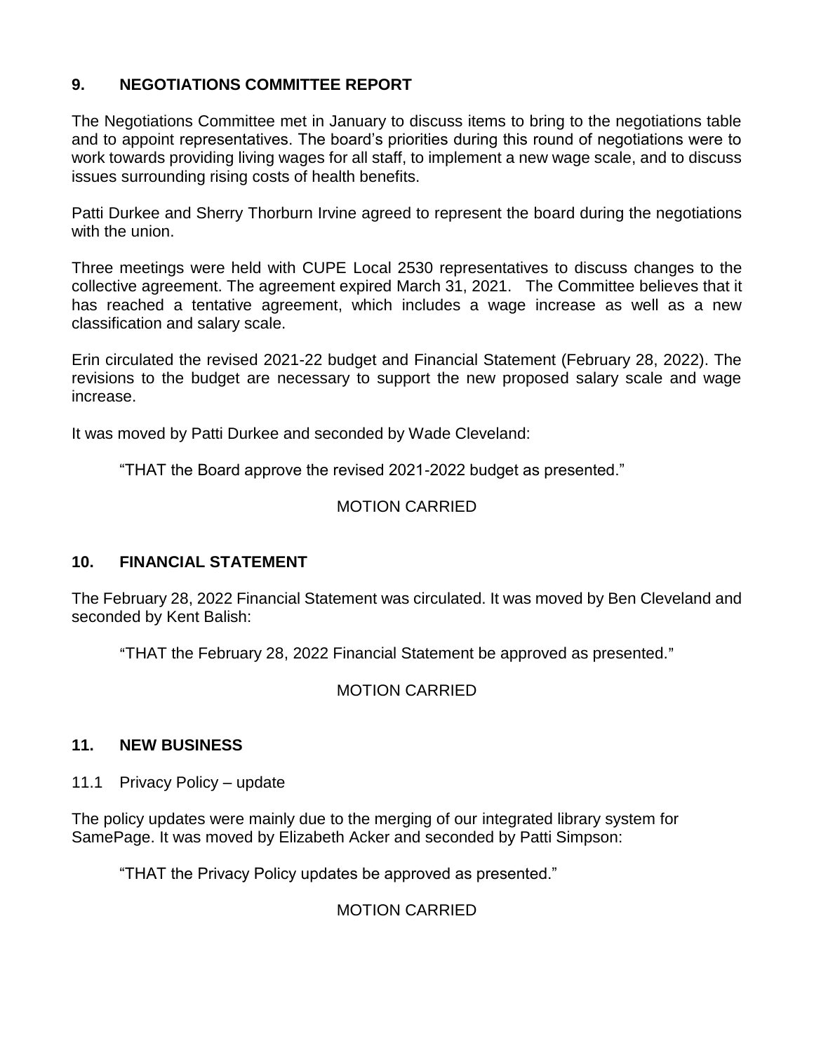## 9. NEGOTIATIONS COMMITTEE REPORT

The Negotiations Committee met in January to discuss items to bring to the negotiations table and to appoint representatives. The board's priorities during this round of negotiations were to work towards providing living wages for all staff, to implement a new wage scale, and to discuss issues surrounding rising costs of health benefits.

Patti Durkee and Sherry Thorburn Irvine agreed to represent the board during the negotiations with the union.

Three meetings were held with CUPE Local 2530 representatives to discuss changes to the collective agreement. The agreement expired March 31, 2021. The Committee believes that it has reached a tentative agreement, which includes a wage increase as well as a new classification and salary scale.

Erin circulated the revised 2021-22 budget and Financial Statement (February 28, 2022). The revisions to the budget are necessary to support the new proposed salary scale and wage increase.

It was moved by Patti Durkee and seconded by Wade Cleveland:

> "THAT the Board approve the revised 2021-2022 budget as presented."

MOTION CARRIED

## 10. FINANCIAL STATEMENT

The February 28, 2022 Financial Statement was circulated. It was moved by Ben Cleveland and seconded by Kent Balish:

> "THAT the February 28, 2022 Financial Statement be approved as presented."

MOTION CARRIED

## 11. NEW BUSINESS

11.1 Privacy Policy – update

The policy updates were mainly due to the merging of our integrated library system for SamePage. It was moved by Elizabeth Acker and seconded by Patti Simpson:

> "THAT the Privacy Policy updates be approved as presented."

MOTION CARRIED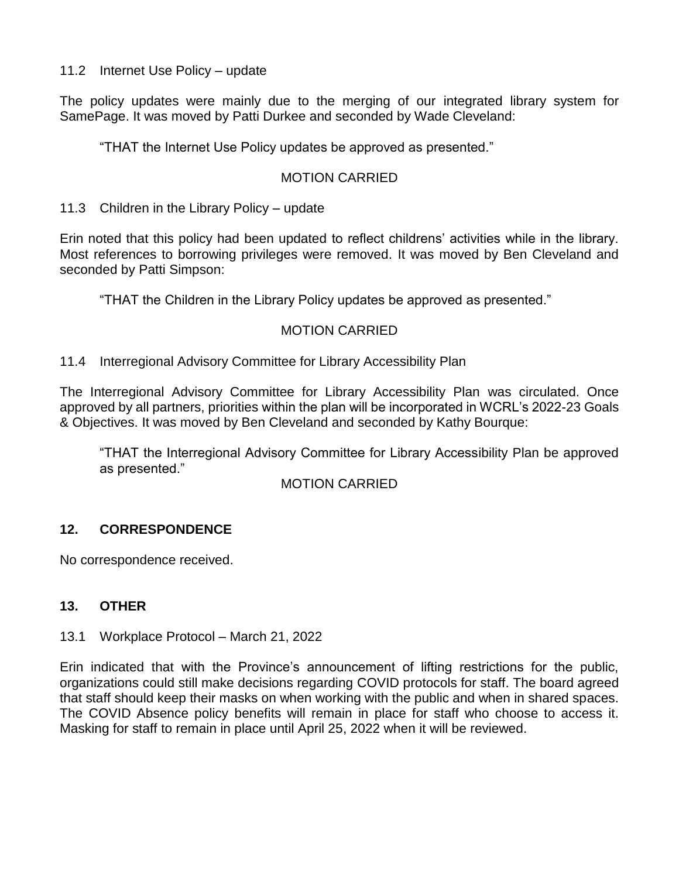11.2 Internet Use Policy – update

The policy updates were mainly due to the merging of our integrated library system for SamePage. It was moved by Patti Durkee and seconded by Wade Cleveland:

> "THAT the Internet Use Policy updates be approved as presented."

MOTION CARRIED

11.3 Children in the Library Policy – update

Erin noted that this policy had been updated to reflect childrens' activities while in the library. Most references to borrowing privileges were removed. It was moved by Ben Cleveland and seconded by Patti Simpson:

> "THAT the Children in the Library Policy updates be approved as presented."

MOTION CARRIED

11.4 Interregional Advisory Committee for Library Accessibility Plan

The Interregional Advisory Committee for Library Accessibility Plan was circulated. Once approved by all partners, priorities within the plan will be incorporated in WCRL's 2022-23 Goals & Objectives. It was moved by Ben Cleveland and seconded by Kathy Bourque:

> "THAT the Interregional Advisory Committee for Library Accessibility Plan be approved as presented."

MOTION CARRIED

## 12. CORRESPONDENCE

No correspondence received.

## 13. OTHER

13.1 Workplace Protocol – March 21, 2022

Erin indicated that with the Province's announcement of lifting restrictions for the public, organizations could still make decisions regarding COVID protocols for staff. The board agreed that staff should keep their masks on when working with the public and when in shared spaces. The COVID Absence policy benefits will remain in place for staff who choose to access it. Masking for staff to remain in place until April 25, 2022 when it will be reviewed.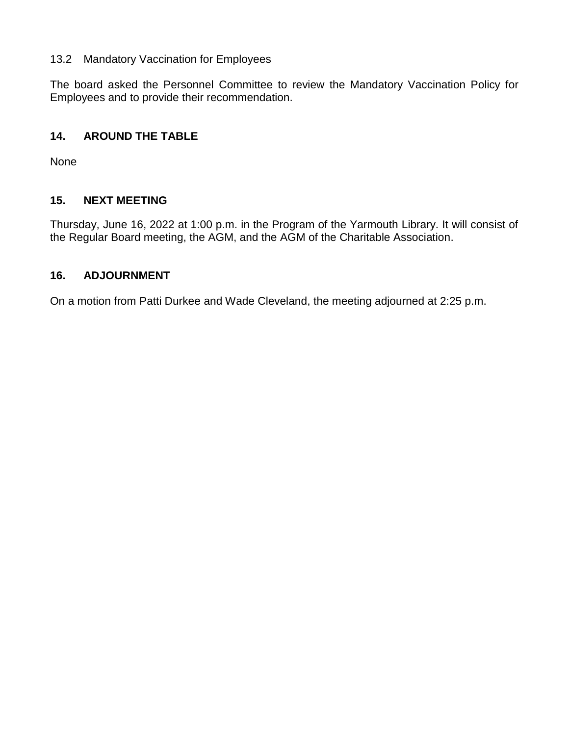### 13.2 Mandatory Vaccination for Employees

The board asked the Personnel Committee to review the Mandatory Vaccination Policy for Employees and to provide their recommendation.

## 14. AROUND THE TABLE

None

## 15. NEXT MEETING

Thursday, June 16, 2022 at 1:00 p.m. in the Program of the Yarmouth Library. It will consist of the Regular Board meeting, the AGM, and the AGM of the Charitable Association.

## 16. ADJOURNMENT

On a motion from Patti Durkee and Wade Cleveland, the meeting adjourned at 2:25 p.m.